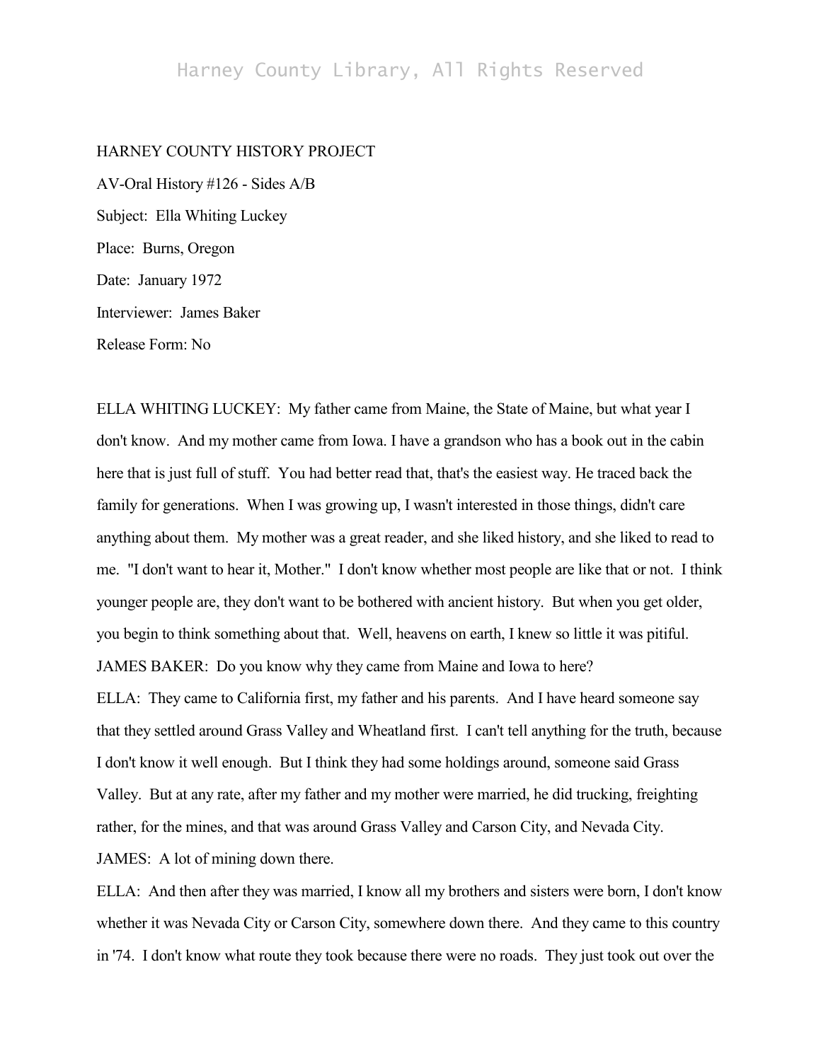HARNEY COUNTY HISTORY PROJECT

AV-Oral History #126 - Sides A/B

Subject: Ella Whiting Luckey

Place: Burns, Oregon

Date: January 1972

Interviewer: James Baker

Release Form: No

ELLA WHITING LUCKEY: My father came from Maine, the State of Maine, but what year I don't know. And my mother came from Iowa. I have a grandson who has a book out in the cabin here that is just full of stuff. You had better read that, that's the easiest way. He traced back the family for generations. When I was growing up, I wasn't interested in those things, didn't care anything about them. My mother was a great reader, and she liked history, and she liked to read to me. "I don't want to hear it, Mother." I don't know whether most people are like that or not. I think younger people are, they don't want to be bothered with ancient history. But when you get older, you begin to think something about that. Well, heavens on earth, I knew so little it was pitiful.

JAMES BAKER: Do you know why they came from Maine and Iowa to here?

ELLA: They came to California first, my father and his parents. And I have heard someone say that they settled around Grass Valley and Wheatland first. I can't tell anything for the truth, because I don't know it well enough. But I think they had some holdings around, someone said Grass Valley. But at any rate, after my father and my mother were married, he did trucking, freighting rather, for the mines, and that was around Grass Valley and Carson City, and Nevada City.

JAMES: A lot of mining down there.

ELLA: And then after they was married, I know all my brothers and sisters were born, I don't know whether it was Nevada City or Carson City, somewhere down there. And they came to this country in '74. I don't know what route they took because there were no roads. They just took out over the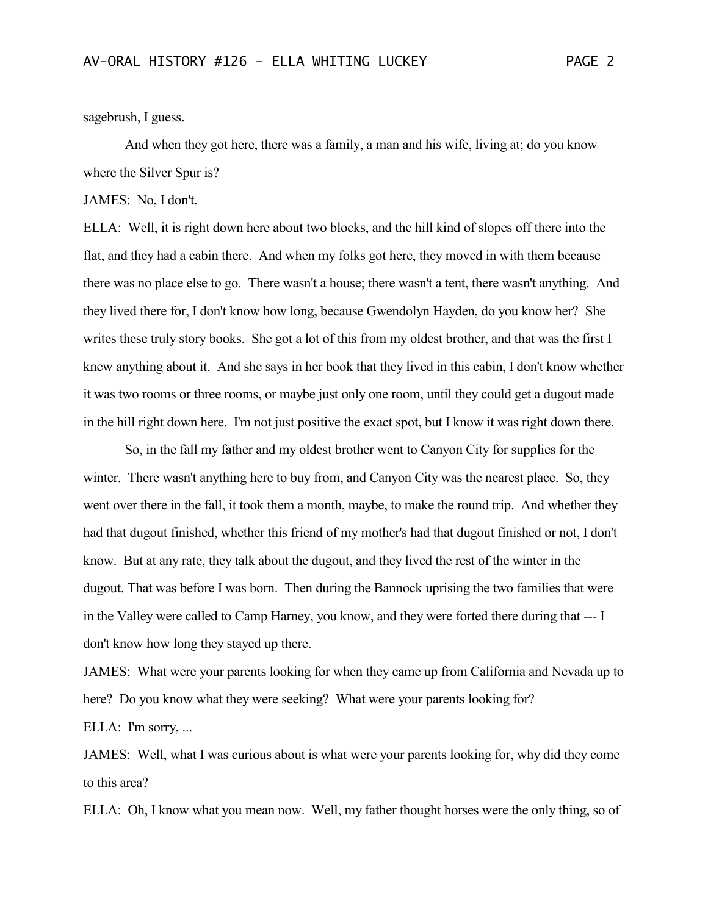sagebrush, I guess.

And when they got here, there was a family, a man and his wife, living at; do you know where the Silver Spur is?

JAMES: No, I don't.

ELLA: Well, it is right down here about two blocks, and the hill kind of slopes off there into the flat, and they had a cabin there. And when my folks got here, they moved in with them because there was no place else to go. There wasn't a house; there wasn't a tent, there wasn't anything. And they lived there for, I don't know how long, because Gwendolyn Hayden, do you know her? She writes these truly story books. She got a lot of this from my oldest brother, and that was the first I knew anything about it. And she says in her book that they lived in this cabin, I don't know whether it was two rooms or three rooms, or maybe just only one room, until they could get a dugout made in the hill right down here. I'm not just positive the exact spot, but I know it was right down there.

So, in the fall my father and my oldest brother went to Canyon City for supplies for the winter. There wasn't anything here to buy from, and Canyon City was the nearest place. So, they went over there in the fall, it took them a month, maybe, to make the round trip. And whether they had that dugout finished, whether this friend of my mother's had that dugout finished or not, I don't know. But at any rate, they talk about the dugout, and they lived the rest of the winter in the dugout. That was before I was born. Then during the Bannock uprising the two families that were in the Valley were called to Camp Harney, you know, and they were forted there during that --- I don't know how long they stayed up there.

JAMES: What were your parents looking for when they came up from California and Nevada up to here? Do you know what they were seeking? What were your parents looking for?

ELLA: I'm sorry, ...

JAMES: Well, what I was curious about is what were your parents looking for, why did they come to this area?

ELLA: Oh, I know what you mean now. Well, my father thought horses were the only thing, so of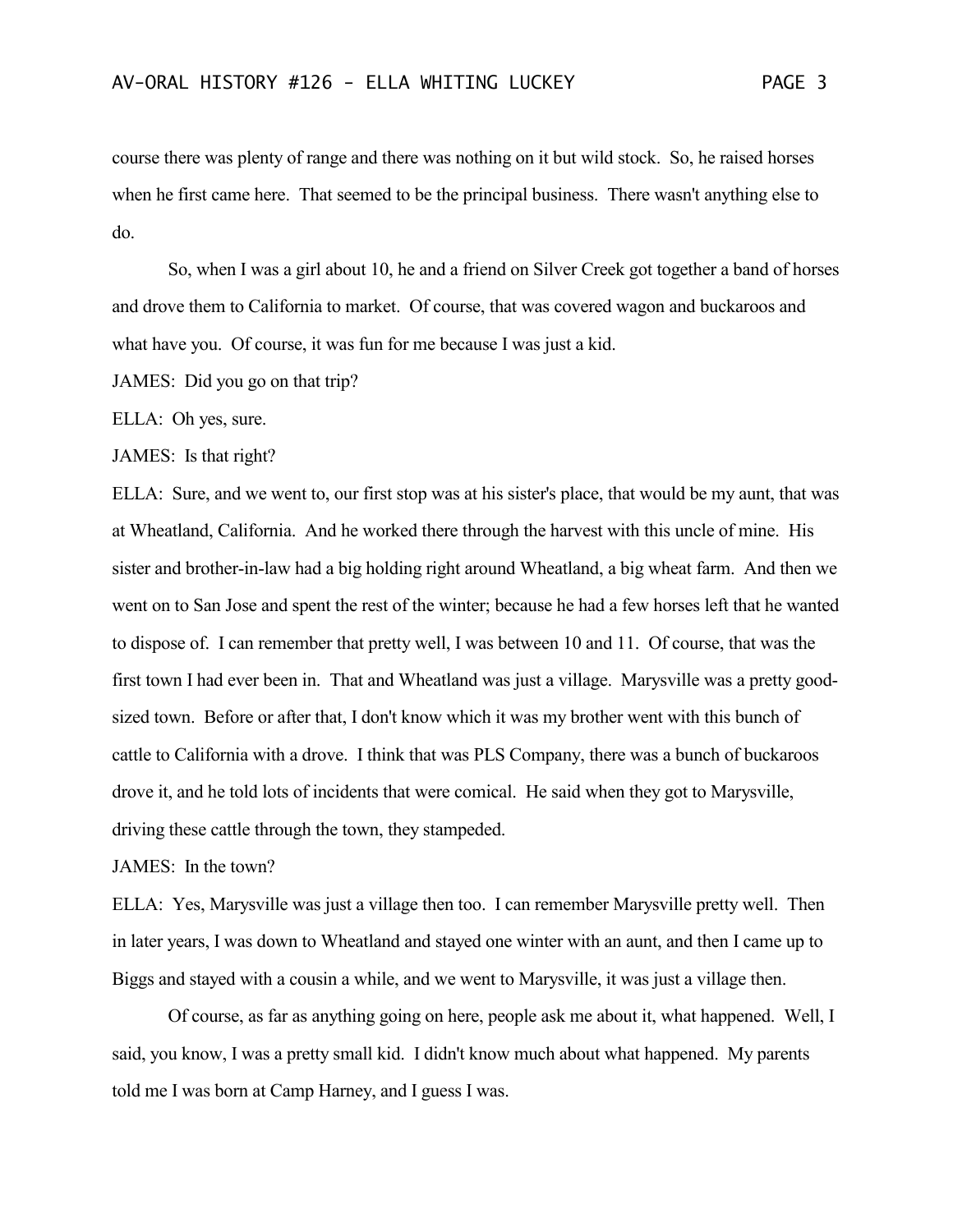course there was plenty of range and there was nothing on it but wild stock. So, he raised horses when he first came here. That seemed to be the principal business. There wasn't anything else to do.

So, when I was a girl about 10, he and a friend on Silver Creek got together a band of horses and drove them to California to market. Of course, that was covered wagon and buckaroos and what have you. Of course, it was fun for me because I was just a kid.

JAMES: Did you go on that trip?

ELLA: Oh yes, sure.

JAMES: Is that right?

ELLA: Sure, and we went to, our first stop was at his sister's place, that would be my aunt, that was at Wheatland, California. And he worked there through the harvest with this uncle of mine. His sister and brother-in-law had a big holding right around Wheatland, a big wheat farm. And then we went on to San Jose and spent the rest of the winter; because he had a few horses left that he wanted to dispose of. I can remember that pretty well, I was between 10 and 11. Of course, that was the first town I had ever been in. That and Wheatland was just a village. Marysville was a pretty good-sized town. Before or after that, I don't know which it was my brother went with this bunch of cattle to California with a drove. I think that was PLS Company, there was a bunch of buckaroos drove it, and he told lots of incidents that were comical. He said when they got to Marysville, driving these cattle through the town, they stampeded.

JAMES: In the town?

ELLA: Yes, Marysville was just a village then too. I can remember Marysville pretty well. Then in later years, I was down to Wheatland and stayed one winter with an aunt, and then I came up to Biggs and stayed with a cousin a while, and we went to Marysville, it was just a village then.

Of course, as far as anything going on here, people ask me about it, what happened. Well, I said, you know, I was a pretty small kid. I didn't know much about what happened. My parents told me I was born at Camp Harney, and I guess I was.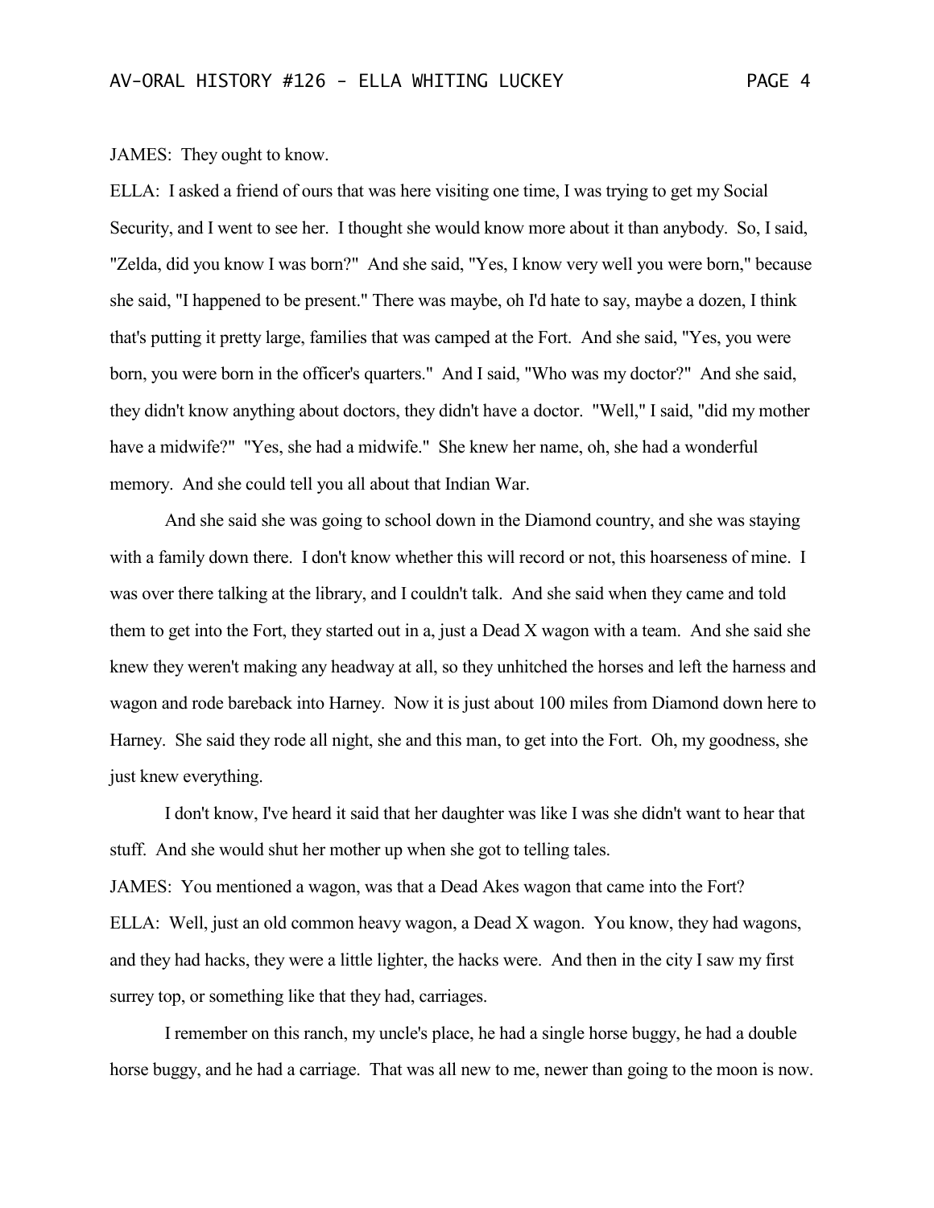JAMES: They ought to know.

ELLA: I asked a friend of ours that was here visiting one time, I was trying to get my Social Security, and I went to see her. I thought she would know more about it than anybody. So, I said, "Zelda, did you know I was born?" And she said, "Yes, I know very well you were born," because she said, "I happened to be present." There was maybe, oh I'd hate to say, maybe a dozen, I think that's putting it pretty large, families that was camped at the Fort. And she said, "Yes, you were born, you were born in the officer's quarters." And I said, "Who was my doctor?" And she said, they didn't know anything about doctors, they didn't have a doctor. "Well," I said, "did my mother have a midwife?" "Yes, she had a midwife." She knew her name, oh, she had a wonderful memory. And she could tell you all about that Indian War.

And she said she was going to school down in the Diamond country, and she was staying with a family down there. I don't know whether this will record or not, this hoarseness of mine. I was over there talking at the library, and I couldn't talk. And she said when they came and told them to get into the Fort, they started out in a, just a Dead X wagon with a team. And she said she knew they weren't making any headway at all, so they unhitched the horses and left the harness and wagon and rode bareback into Harney. Now it is just about 100 miles from Diamond down here to Harney. She said they rode all night, she and this man, to get into the Fort. Oh, my goodness, she just knew everything.

I don't know, I've heard it said that her daughter was like I was she didn't want to hear that stuff. And she would shut her mother up when she got to telling tales.

JAMES: You mentioned a wagon, was that a Dead Akes wagon that came into the Fort?

ELLA: Well, just an old common heavy wagon, a Dead X wagon. You know, they had wagons, and they had hacks, they were a little lighter, the hacks were. And then in the city I saw my first surrey top, or something like that they had, carriages.

I remember on this ranch, my uncle's place, he had a single horse buggy, he had a double horse buggy, and he had a carriage. That was all new to me, newer than going to the moon is now.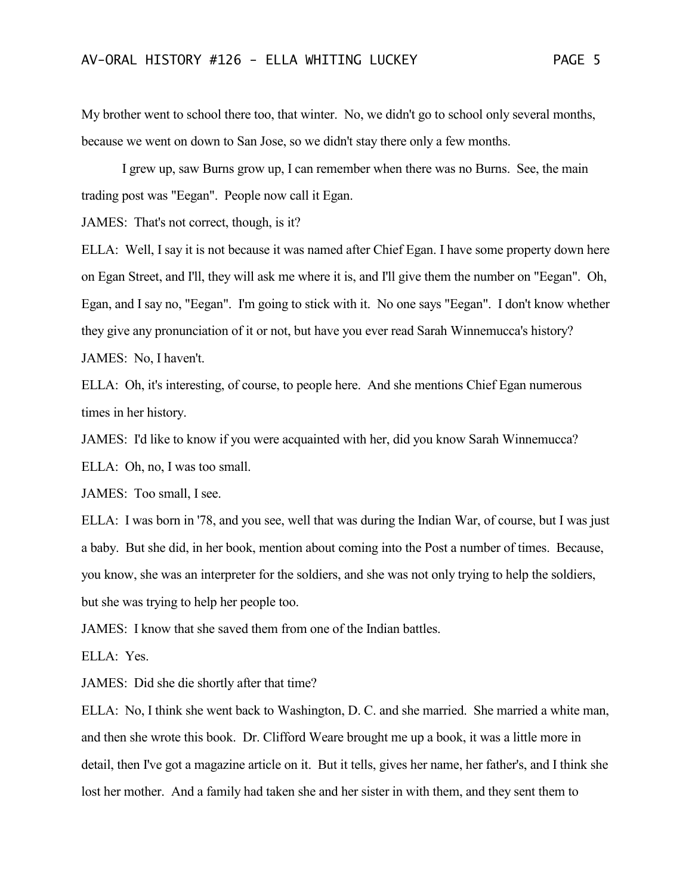My brother went to school there too, that winter. No, we didn't go to school only several months, because we went on down to San Jose, so we didn't stay there only a few months.

I grew up, saw Burns grow up, I can remember when there was no Burns. See, the main trading post was "Eegan". People now call it Egan.

JAMES: That's not correct, though, is it?

ELLA: Well, I say it is not because it was named after Chief Egan. I have some property down here on Egan Street, and I'll, they will ask me where it is, and I'll give them the number on "Eegan". Oh, Egan, and I say no, "Eegan". I'm going to stick with it. No one says "Eegan". I don't know whether they give any pronunciation of it or not, but have you ever read Sarah Winnemucca's history?

JAMES: No, I haven't.

ELLA: Oh, it's interesting, of course, to people here. And she mentions Chief Egan numerous times in her history.

JAMES: I'd like to know if you were acquainted with her, did you know Sarah Winnemucca?

ELLA: Oh, no, I was too small.

JAMES: Too small, I see.

ELLA: I was born in '78, and you see, well that was during the Indian War, of course, but I was just a baby. But she did, in her book, mention about coming into the Post a number of times. Because, you know, she was an interpreter for the soldiers, and she was not only trying to help the soldiers, but she was trying to help her people too.

JAMES: I know that she saved them from one of the Indian battles.

ELLA: Yes.

JAMES: Did she die shortly after that time?

ELLA: No, I think she went back to Washington, D. C. and she married. She married a white man, and then she wrote this book. Dr. Clifford Weare brought me up a book, it was a little more in detail, then I've got a magazine article on it. But it tells, gives her name, her father's, and I think she lost her mother. And a family had taken she and her sister in with them, and they sent them to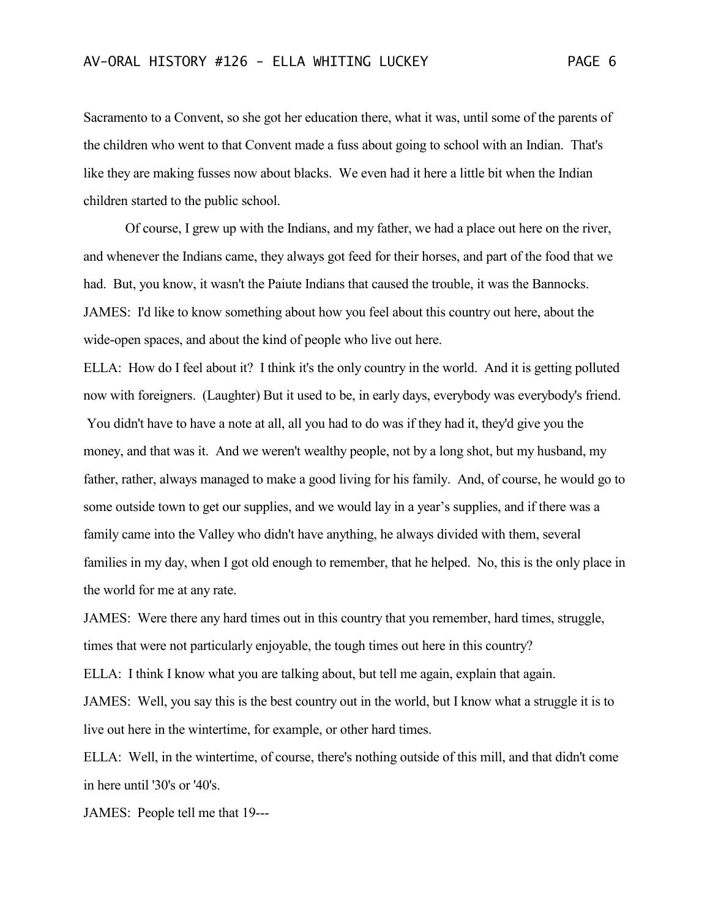Sacramento to a Convent, so she got her education there, what it was, until some of the parents of the children who went to that Convent made a fuss about going to school with an Indian. That's like they are making fusses now about blacks. We even had it here a little bit when the Indian children started to the public school.

Of course, I grew up with the Indians, and my father, we had a place out here on the river, and whenever the Indians came, they always got feed for their horses, and part of the food that we had. But, you know, it wasn't the Paiute Indians that caused the trouble, it was the Bannocks.

JAMES: I'd like to know something about how you feel about this country out here, about the wide-open spaces, and about the kind of people who live out here.

ELLA: How do I feel about it? I think it's the only country in the world. And it is getting polluted now with foreigners. (Laughter) But it used to be, in early days, everybody was everybody's friend. You didn't have to have a note at all, all you had to do was if they had it, they'd give you the money, and that was it. And we weren't wealthy people, not by a long shot, but my husband, my father, rather, always managed to make a good living for his family. And, of course, he would go to some outside town to get our supplies, and we would lay in a year's supplies, and if there was a family came into the Valley who didn't have anything, he always divided with them, several families in my day, when I got old enough to remember, that he helped. No, this is the only place in the world for me at any rate.

JAMES: Were there any hard times out in this country that you remember, hard times, struggle, times that were not particularly enjoyable, the tough times out here in this country?

ELLA: I think I know what you are talking about, but tell me again, explain that again.

JAMES: Well, you say this is the best country out in the world, but I know what a struggle it is to live out here in the wintertime, for example, or other hard times.

ELLA: Well, in the wintertime, of course, there's nothing outside of this mill, and that didn't come in here until '30's or '40's.

JAMES: People tell me that 19---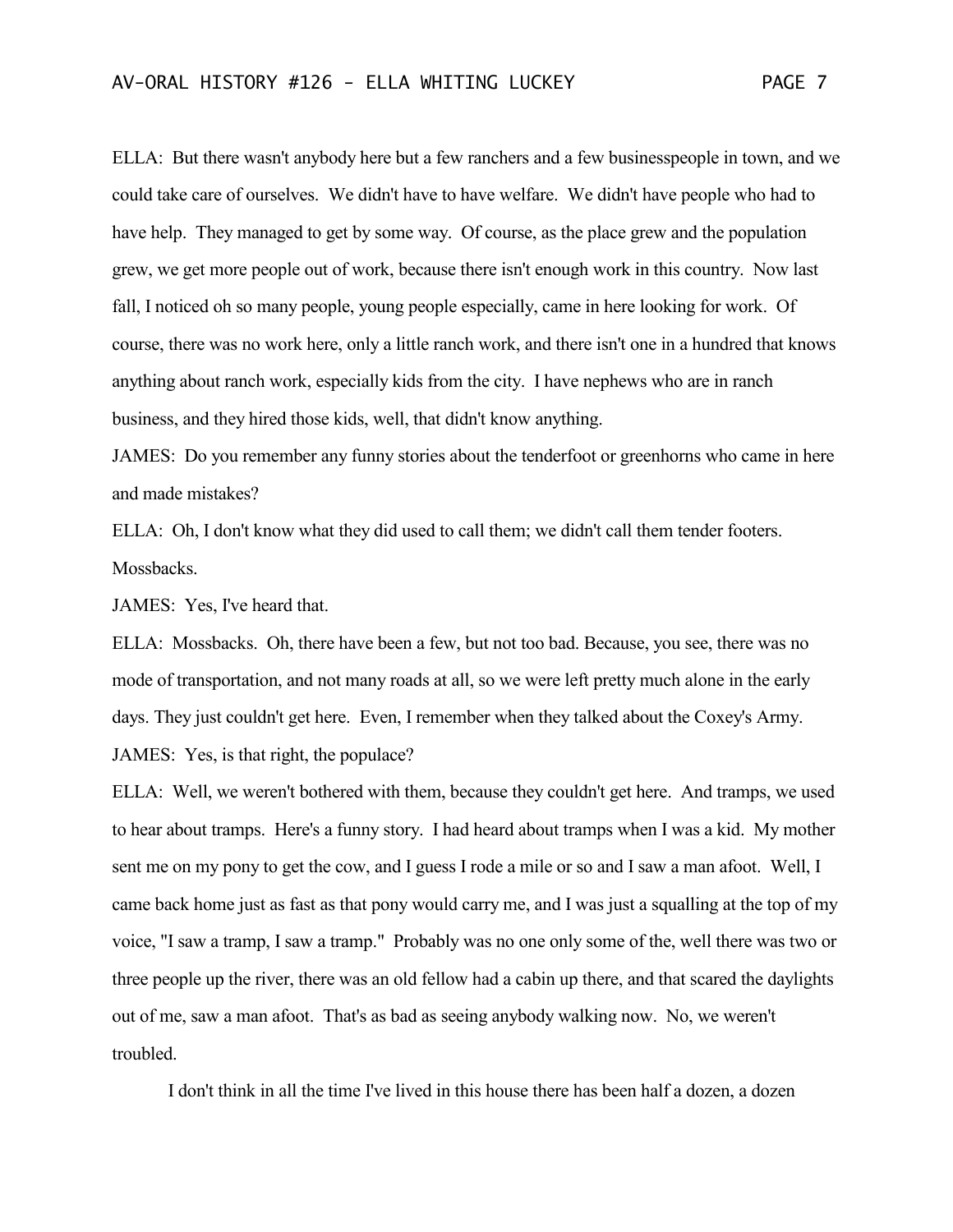ELLA: But there wasn't anybody here but a few ranchers and a few businesspeople in town, and we could take care of ourselves. We didn't have to have welfare. We didn't have people who had to have help. They managed to get by some way. Of course, as the place grew and the population grew, we get more people out of work, because there isn't enough work in this country. Now last fall, I noticed oh so many people, young people especially, came in here looking for work. Of course, there was no work here, only a little ranch work, and there isn't one in a hundred that knows anything about ranch work, especially kids from the city. I have nephews who are in ranch business, and they hired those kids, well, that didn't know anything.

JAMES: Do you remember any funny stories about the tenderfoot or greenhorns who came in here and made mistakes?

ELLA: Oh, I don't know what they did used to call them; we didn't call them tender footers. Mossbacks.

JAMES: Yes, I've heard that.

ELLA: Mossbacks. Oh, there have been a few, but not too bad. Because, you see, there was no mode of transportation, and not many roads at all, so we were left pretty much alone in the early days. They just couldn't get here. Even, I remember when they talked about the Coxey's Army.

JAMES: Yes, is that right, the populace?

ELLA: Well, we weren't bothered with them, because they couldn't get here. And tramps, we used to hear about tramps. Here's a funny story. I had heard about tramps when I was a kid. My mother sent me on my pony to get the cow, and I guess I rode a mile or so and I saw a man afoot. Well, I came back home just as fast as that pony would carry me, and I was just a squalling at the top of my voice, "I saw a tramp, I saw a tramp." Probably was no one only some of the, well there was two or three people up the river, there was an old fellow had a cabin up there, and that scared the daylights out of me, saw a man afoot. That's as bad as seeing anybody walking now. No, we weren't troubled.

I don't think in all the time I've lived in this house there has been half a dozen, a dozen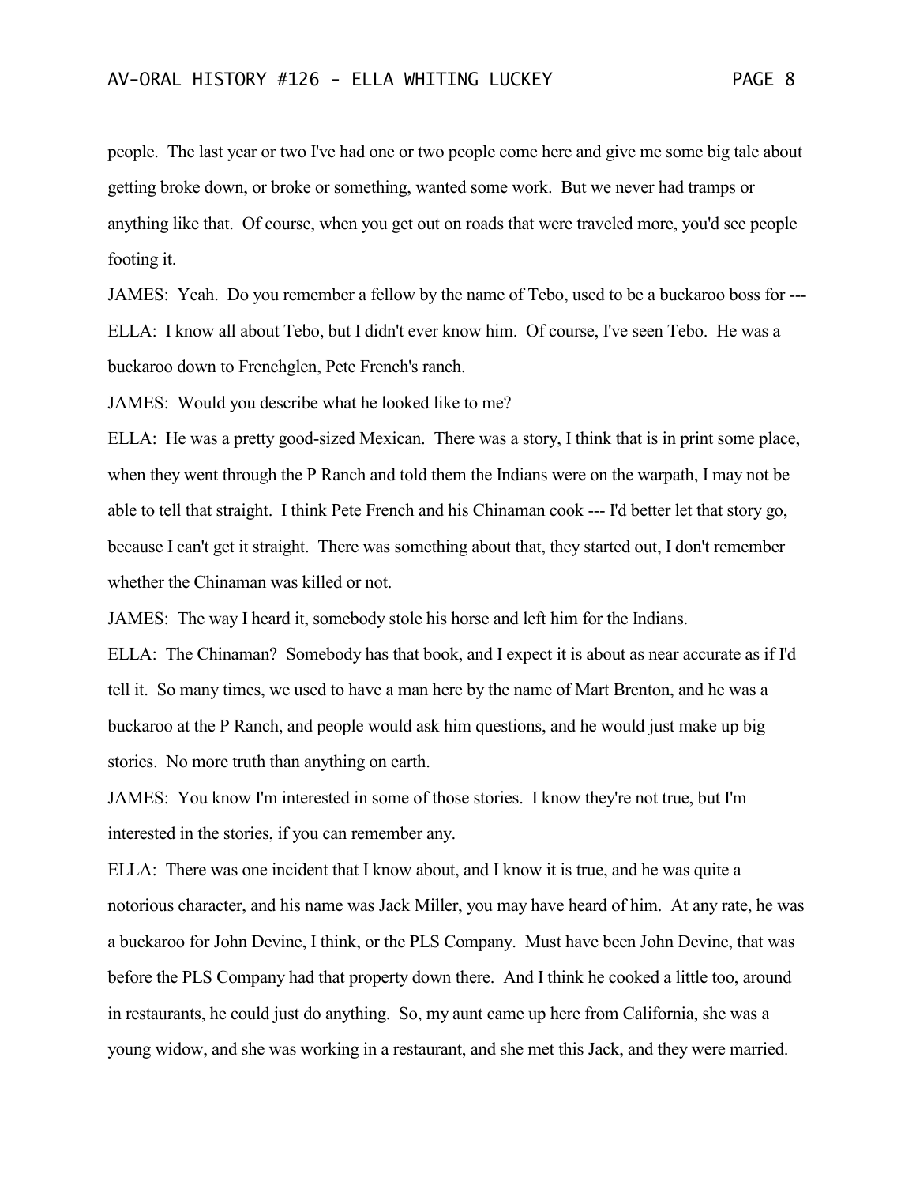people. The last year or two I've had one or two people come here and give me some big tale about getting broke down, or broke or something, wanted some work. But we never had tramps or anything like that. Of course, when you get out on roads that were traveled more, you'd see people footing it.

JAMES: Yeah. Do you remember a fellow by the name of Tebo, used to be a buckaroo boss for ---

ELLA: I know all about Tebo, but I didn't ever know him. Of course, I've seen Tebo. He was a buckaroo down to Frenchglen, Pete French's ranch.

JAMES: Would you describe what he looked like to me?

ELLA: He was a pretty good-sized Mexican. There was a story, I think that is in print some place, when they went through the P Ranch and told them the Indians were on the warpath, I may not be able to tell that straight. I think Pete French and his Chinaman cook --- I'd better let that story go, because I can't get it straight. There was something about that, they started out, I don't remember whether the Chinaman was killed or not.

JAMES: The way I heard it, somebody stole his horse and left him for the Indians.

ELLA: The Chinaman? Somebody has that book, and I expect it is about as near accurate as if I'd tell it. So many times, we used to have a man here by the name of Mart Brenton, and he was a buckaroo at the P Ranch, and people would ask him questions, and he would just make up big stories. No more truth than anything on earth.

JAMES: You know I'm interested in some of those stories. I know they're not true, but I'm interested in the stories, if you can remember any.

ELLA: There was one incident that I know about, and I know it is true, and he was quite a notorious character, and his name was Jack Miller, you may have heard of him. At any rate, he was a buckaroo for John Devine, I think, or the PLS Company. Must have been John Devine, that was before the PLS Company had that property down there. And I think he cooked a little too, around in restaurants, he could just do anything. So, my aunt came up here from California, she was a young widow, and she was working in a restaurant, and she met this Jack, and they were married.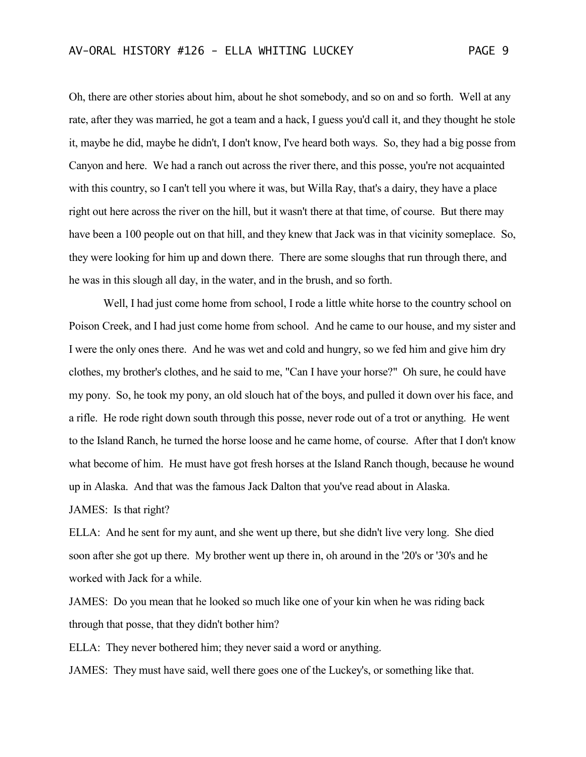Oh, there are other stories about him, about he shot somebody, and so on and so forth. Well at any rate, after they was married, he got a team and a hack, I guess you'd call it, and they thought he stole it, maybe he did, maybe he didn't, I don't know, I've heard both ways. So, they had a big posse from Canyon and here. We had a ranch out across the river there, and this posse, you're not acquainted with this country, so I can't tell you where it was, but Willa Ray, that's a dairy, they have a place right out here across the river on the hill, but it wasn't there at that time, of course. But there may have been a 100 people out on that hill, and they knew that Jack was in that vicinity someplace. So, they were looking for him up and down there. There are some sloughs that run through there, and he was in this slough all day, in the water, and in the brush, and so forth.

Well, I had just come home from school, I rode a little white horse to the country school on Poison Creek, and I had just come home from school. And he came to our house, and my sister and I were the only ones there. And he was wet and cold and hungry, so we fed him and give him dry clothes, my brother's clothes, and he said to me, "Can I have your horse?" Oh sure, he could have my pony. So, he took my pony, an old slouch hat of the boys, and pulled it down over his face, and a rifle. He rode right down south through this posse, never rode out of a trot or anything. He went to the Island Ranch, he turned the horse loose and he came home, of course. After that I don't know what become of him. He must have got fresh horses at the Island Ranch though, because he wound up in Alaska. And that was the famous Jack Dalton that you've read about in Alaska.

JAMES: Is that right?

ELLA: And he sent for my aunt, and she went up there, but she didn't live very long. She died soon after she got up there. My brother went up there in, oh around in the '20's or '30's and he worked with Jack for a while.

JAMES: Do you mean that he looked so much like one of your kin when he was riding back through that posse, that they didn't bother him?

ELLA: They never bothered him; they never said a word or anything.

JAMES: They must have said, well there goes one of the Luckey's, or something like that.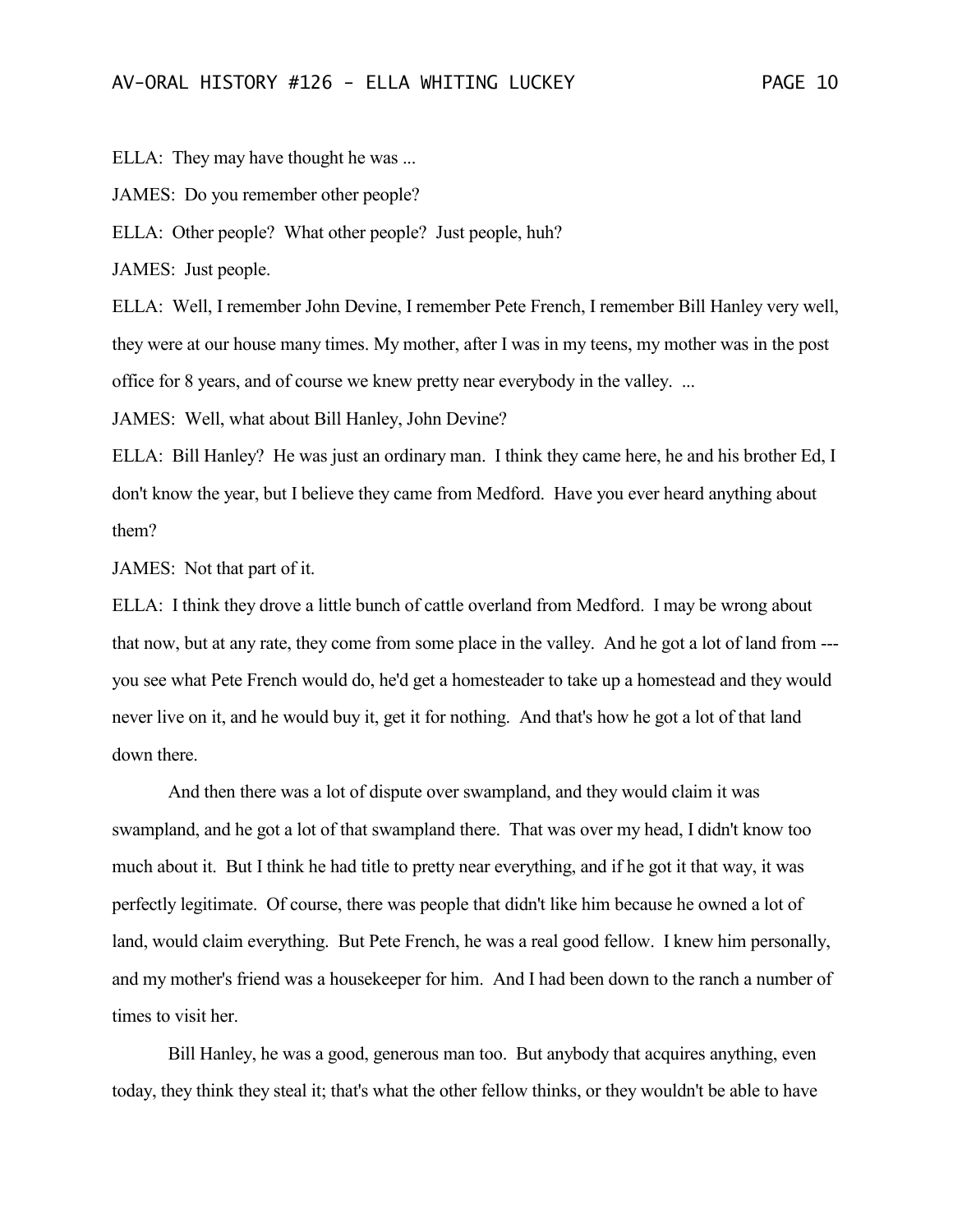ELLA: They may have thought he was ...

JAMES: Do you remember other people?

ELLA: Other people? What other people? Just people, huh?

JAMES: Just people.

ELLA: Well, I remember John Devine, I remember Pete French, I remember Bill Hanley very well, they were at our house many times. My mother, after I was in my teens, my mother was in the post office for 8 years, and of course we knew pretty near everybody in the valley. ...

JAMES: Well, what about Bill Hanley, John Devine?

ELLA: Bill Hanley? He was just an ordinary man. I think they came here, he and his brother Ed, I don't know the year, but I believe they came from Medford. Have you ever heard anything about them?

JAMES: Not that part of it.

ELLA: I think they drove a little bunch of cattle overland from Medford. I may be wrong about that now, but at any rate, they come from some place in the valley. And he got a lot of land from --- you see what Pete French would do, he'd get a homesteader to take up a homestead and they would never live on it, and he would buy it, get it for nothing. And that's how he got a lot of that land down there.

And then there was a lot of dispute over swampland, and they would claim it was swampland, and he got a lot of that swampland there. That was over my head, I didn't know too much about it. But I think he had title to pretty near everything, and if he got it that way, it was perfectly legitimate. Of course, there was people that didn't like him because he owned a lot of land, would claim everything. But Pete French, he was a real good fellow. I knew him personally, and my mother's friend was a housekeeper for him. And I had been down to the ranch a number of times to visit her.

Bill Hanley, he was a good, generous man too. But anybody that acquires anything, even today, they think they steal it; that's what the other fellow thinks, or they wouldn't be able to have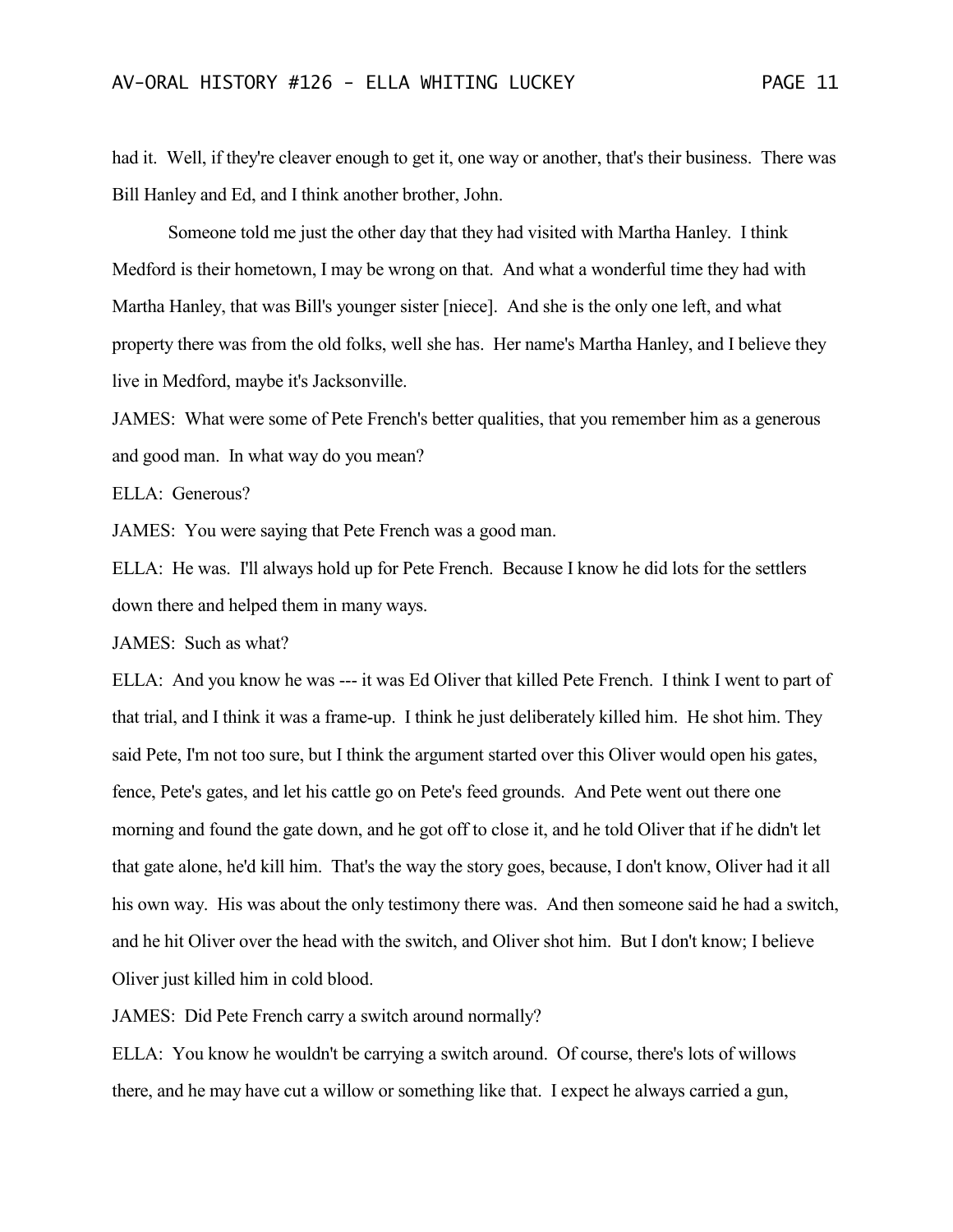had it. Well, if they're cleaver enough to get it, one way or another, that's their business. There was Bill Hanley and Ed, and I think another brother, John.

Someone told me just the other day that they had visited with Martha Hanley. I think Medford is their hometown, I may be wrong on that. And what a wonderful time they had with Martha Hanley, that was Bill's younger sister [niece]. And she is the only one left, and what property there was from the old folks, well she has. Her name's Martha Hanley, and I believe they live in Medford, maybe it's Jacksonville.

JAMES: What were some of Pete French's better qualities, that you remember him as a generous and good man. In what way do you mean?

ELLA: Generous?

JAMES: You were saying that Pete French was a good man.

ELLA: He was. I'll always hold up for Pete French. Because I know he did lots for the settlers down there and helped them in many ways.

JAMES: Such as what?

ELLA: And you know he was --- it was Ed Oliver that killed Pete French. I think I went to part of that trial, and I think it was a frame-up. I think he just deliberately killed him. He shot him. They said Pete, I'm not too sure, but I think the argument started over this Oliver would open his gates, fence, Pete's gates, and let his cattle go on Pete's feed grounds. And Pete went out there one morning and found the gate down, and he got off to close it, and he told Oliver that if he didn't let that gate alone, he'd kill him. That's the way the story goes, because, I don't know, Oliver had it all his own way. His was about the only testimony there was. And then someone said he had a switch, and he hit Oliver over the head with the switch, and Oliver shot him. But I don't know; I believe Oliver just killed him in cold blood.

JAMES: Did Pete French carry a switch around normally?

ELLA: You know he wouldn't be carrying a switch around. Of course, there's lots of willows there, and he may have cut a willow or something like that. I expect he always carried a gun,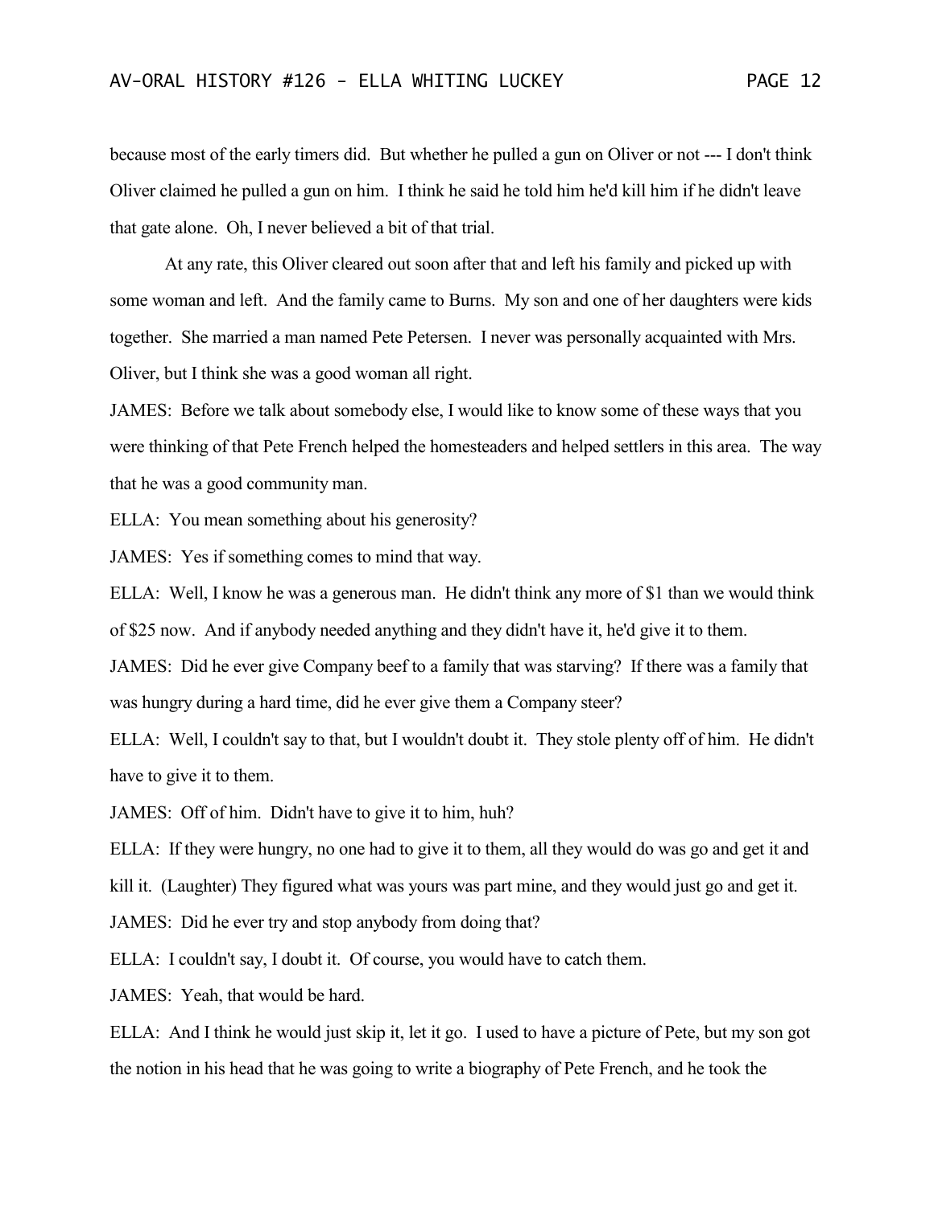because most of the early timers did. But whether he pulled a gun on Oliver or not --- I don't think Oliver claimed he pulled a gun on him. I think he said he told him he'd kill him if he didn't leave that gate alone. Oh, I never believed a bit of that trial.

At any rate, this Oliver cleared out soon after that and left his family and picked up with some woman and left. And the family came to Burns. My son and one of her daughters were kids together. She married a man named Pete Petersen. I never was personally acquainted with Mrs. Oliver, but I think she was a good woman all right.

JAMES: Before we talk about somebody else, I would like to know some of these ways that you were thinking of that Pete French helped the homesteaders and helped settlers in this area. The way that he was a good community man.

ELLA: You mean something about his generosity?

JAMES: Yes if something comes to mind that way.

ELLA: Well, I know he was a generous man. He didn't think any more of $1 than we would think of $25 now. And if anybody needed anything and they didn't have it, he'd give it to them.

JAMES: Did he ever give Company beef to a family that was starving? If there was a family that was hungry during a hard time, did he ever give them a Company steer?

ELLA: Well, I couldn't say to that, but I wouldn't doubt it. They stole plenty off of him. He didn't have to give it to them.

JAMES: Off of him. Didn't have to give it to him, huh?

ELLA: If they were hungry, no one had to give it to them, all they would do was go and get it and kill it. (Laughter) They figured what was yours was part mine, and they would just go and get it.

JAMES: Did he ever try and stop anybody from doing that?

ELLA: I couldn't say, I doubt it. Of course, you would have to catch them.

JAMES: Yeah, that would be hard.

ELLA: And I think he would just skip it, let it go. I used to have a picture of Pete, but my son got the notion in his head that he was going to write a biography of Pete French, and he took the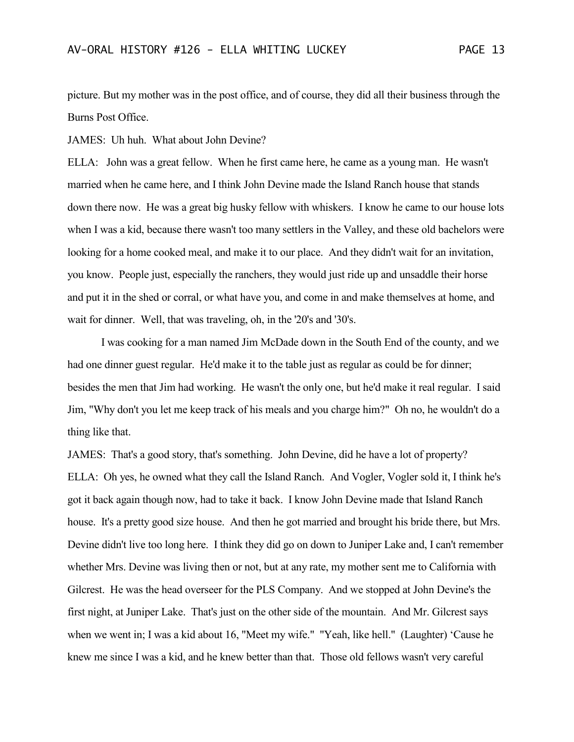picture. But my mother was in the post office, and of course, they did all their business through the Burns Post Office.

JAMES: Uh huh. What about John Devine?

ELLA: John was a great fellow. When he first came here, he came as a young man. He wasn't married when he came here, and I think John Devine made the Island Ranch house that stands down there now. He was a great big husky fellow with whiskers. I know he came to our house lots when I was a kid, because there wasn't too many settlers in the Valley, and these old bachelors were looking for a home cooked meal, and make it to our place. And they didn't wait for an invitation, you know. People just, especially the ranchers, they would just ride up and unsaddle their horse and put it in the shed or corral, or what have you, and come in and make themselves at home, and wait for dinner. Well, that was traveling, oh, in the '20's and '30's.

I was cooking for a man named Jim McDade down in the South End of the county, and we had one dinner guest regular. He'd make it to the table just as regular as could be for dinner; besides the men that Jim had working. He wasn't the only one, but he'd make it real regular. I said Jim, "Why don't you let me keep track of his meals and you charge him?" Oh no, he wouldn't do a thing like that.

JAMES: That's a good story, that's something. John Devine, did he have a lot of property?

ELLA: Oh yes, he owned what they call the Island Ranch. And Vogler, Vogler sold it, I think he's got it back again though now, had to take it back. I know John Devine made that Island Ranch house. It's a pretty good size house. And then he got married and brought his bride there, but Mrs. Devine didn't live too long here. I think they did go on down to Juniper Lake and, I can't remember whether Mrs. Devine was living then or not, but at any rate, my mother sent me to California with Gilcrest. He was the head overseer for the PLS Company. And we stopped at John Devine's the first night, at Juniper Lake. That's just on the other side of the mountain. And Mr. Gilcrest says when we went in; I was a kid about 16, "Meet my wife." "Yeah, like hell." (Laughter) 'Cause he knew me since I was a kid, and he knew better than that. Those old fellows wasn't very careful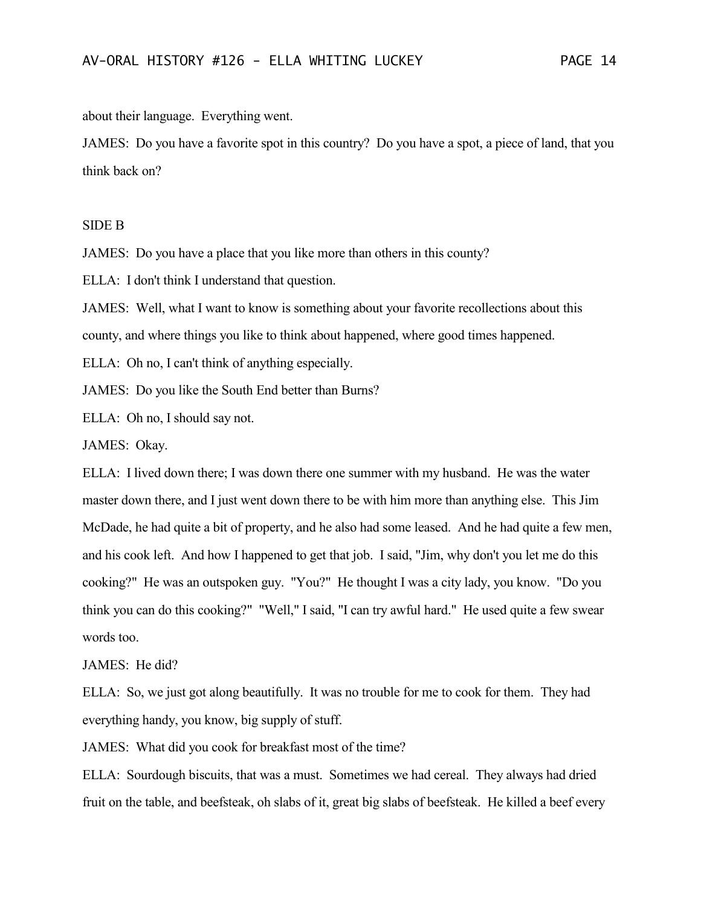about their language. Everything went.

JAMES: Do you have a favorite spot in this country? Do you have a spot, a piece of land, that you think back on?

SIDE B

JAMES: Do you have a place that you like more than others in this county?

ELLA: I don't think I understand that question.

JAMES: Well, what I want to know is something about your favorite recollections about this county, and where things you like to think about happened, where good times happened.

ELLA: Oh no, I can't think of anything especially.

JAMES: Do you like the South End better than Burns?

ELLA: Oh no, I should say not.

JAMES: Okay.

ELLA: I lived down there; I was down there one summer with my husband. He was the water master down there, and I just went down there to be with him more than anything else. This Jim McDade, he had quite a bit of property, and he also had some leased. And he had quite a few men, and his cook left. And how I happened to get that job. I said, "Jim, why don't you let me do this cooking?" He was an outspoken guy. "You?" He thought I was a city lady, you know. "Do you think you can do this cooking?" "Well," I said, "I can try awful hard." He used quite a few swear words too.

JAMES: He did?

ELLA: So, we just got along beautifully. It was no trouble for me to cook for them. They had everything handy, you know, big supply of stuff.

JAMES: What did you cook for breakfast most of the time?

ELLA: Sourdough biscuits, that was a must. Sometimes we had cereal. They always had dried fruit on the table, and beefsteak, oh slabs of it, great big slabs of beefsteak. He killed a beef every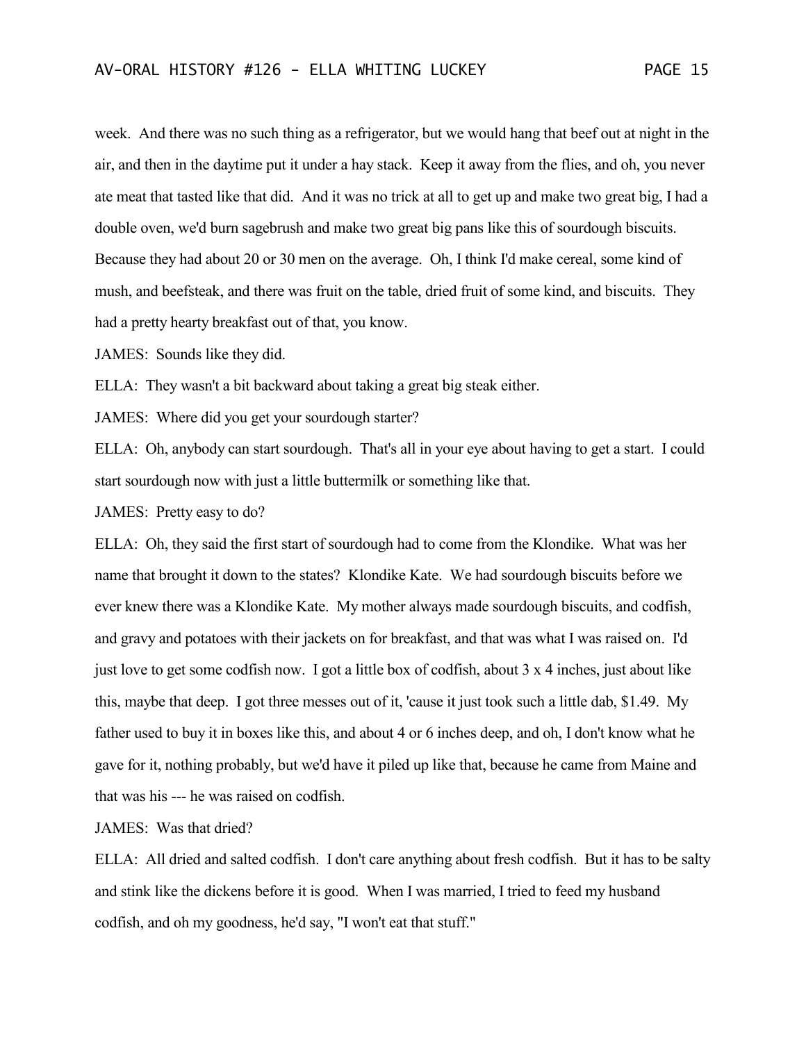week. And there was no such thing as a refrigerator, but we would hang that beef out at night in the air, and then in the daytime put it under a hay stack. Keep it away from the flies, and oh, you never ate meat that tasted like that did. And it was no trick at all to get up and make two great big, I had a double oven, we'd burn sagebrush and make two great big pans like this of sourdough biscuits. Because they had about 20 or 30 men on the average. Oh, I think I'd make cereal, some kind of mush, and beefsteak, and there was fruit on the table, dried fruit of some kind, and biscuits. They had a pretty hearty breakfast out of that, you know.

JAMES: Sounds like they did.

ELLA: They wasn't a bit backward about taking a great big steak either.

JAMES: Where did you get your sourdough starter?

ELLA: Oh, anybody can start sourdough. That's all in your eye about having to get a start. I could start sourdough now with just a little buttermilk or something like that.

JAMES: Pretty easy to do?

ELLA: Oh, they said the first start of sourdough had to come from the Klondike. What was her name that brought it down to the states? Klondike Kate. We had sourdough biscuits before we ever knew there was a Klondike Kate. My mother always made sourdough biscuits, and codfish, and gravy and potatoes with their jackets on for breakfast, and that was what I was raised on. I'd just love to get some codfish now. I got a little box of codfish, about 3 x 4 inches, just about like this, maybe that deep. I got three messes out of it, 'cause it just took such a little dab, $1.49. My father used to buy it in boxes like this, and about 4 or 6 inches deep, and oh, I don't know what he gave for it, nothing probably, but we'd have it piled up like that, because he came from Maine and that was his --- he was raised on codfish.

JAMES: Was that dried?

ELLA: All dried and salted codfish. I don't care anything about fresh codfish. But it has to be salty and stink like the dickens before it is good. When I was married, I tried to feed my husband codfish, and oh my goodness, he'd say, "I won't eat that stuff."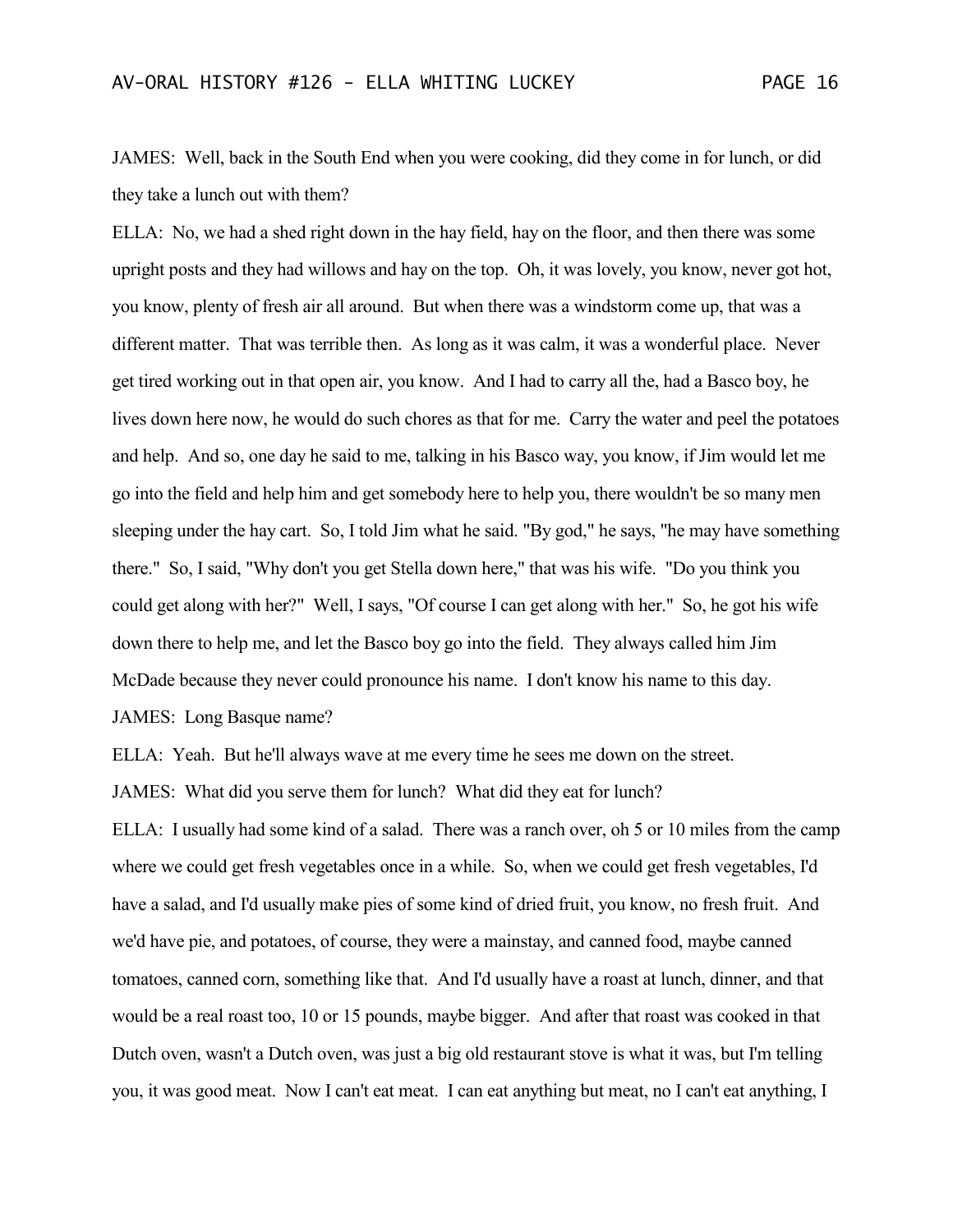JAMES: Well, back in the South End when you were cooking, did they come in for lunch, or did they take a lunch out with them?

ELLA: No, we had a shed right down in the hay field, hay on the floor, and then there was some upright posts and they had willows and hay on the top. Oh, it was lovely, you know, never got hot, you know, plenty of fresh air all around. But when there was a windstorm come up, that was a different matter. That was terrible then. As long as it was calm, it was a wonderful place. Never get tired working out in that open air, you know. And I had to carry all the, had a Basco boy, he lives down here now, he would do such chores as that for me. Carry the water and peel the potatoes and help. And so, one day he said to me, talking in his Basco way, you know, if Jim would let me go into the field and help him and get somebody here to help you, there wouldn't be so many men sleeping under the hay cart. So, I told Jim what he said. "By god," he says, "he may have something there." So, I said, "Why don't you get Stella down here," that was his wife. "Do you think you could get along with her?" Well, I says, "Of course I can get along with her." So, he got his wife down there to help me, and let the Basco boy go into the field. They always called him Jim McDade because they never could pronounce his name. I don't know his name to this day.

JAMES: Long Basque name?

ELLA: Yeah. But he'll always wave at me every time he sees me down on the street.

JAMES: What did you serve them for lunch? What did they eat for lunch?

ELLA: I usually had some kind of a salad. There was a ranch over, oh 5 or 10 miles from the camp where we could get fresh vegetables once in a while. So, when we could get fresh vegetables, I'd have a salad, and I'd usually make pies of some kind of dried fruit, you know, no fresh fruit. And we'd have pie, and potatoes, of course, they were a mainstay, and canned food, maybe canned tomatoes, canned corn, something like that. And I'd usually have a roast at lunch, dinner, and that would be a real roast too, 10 or 15 pounds, maybe bigger. And after that roast was cooked in that Dutch oven, wasn't a Dutch oven, was just a big old restaurant stove is what it was, but I'm telling you, it was good meat. Now I can't eat meat. I can eat anything but meat, no I can't eat anything, I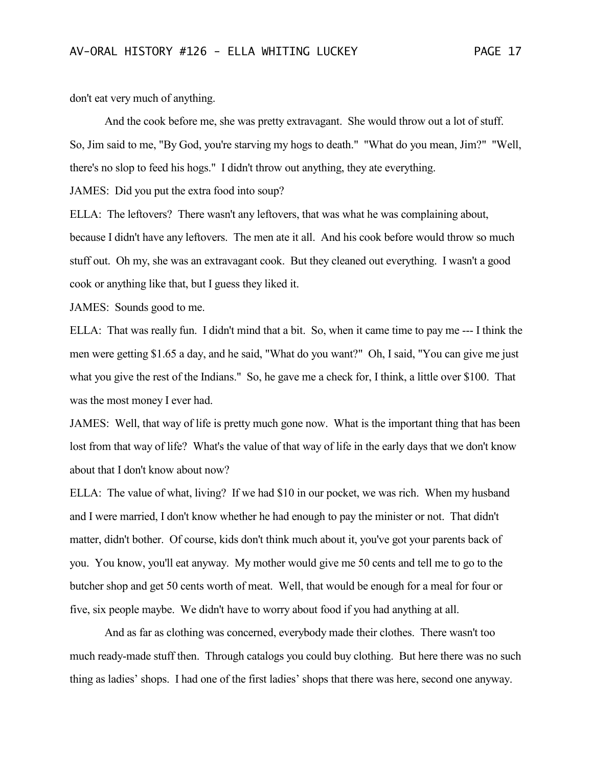don't eat very much of anything.

And the cook before me, she was pretty extravagant. She would throw out a lot of stuff. So, Jim said to me, "By God, you're starving my hogs to death." "What do you mean, Jim?" "Well, there's no slop to feed his hogs." I didn't throw out anything, they ate everything.

JAMES: Did you put the extra food into soup?

ELLA: The leftovers? There wasn't any leftovers, that was what he was complaining about, because I didn't have any leftovers. The men ate it all. And his cook before would throw so much stuff out. Oh my, she was an extravagant cook. But they cleaned out everything. I wasn't a good cook or anything like that, but I guess they liked it.

JAMES: Sounds good to me.

ELLA: That was really fun. I didn't mind that a bit. So, when it came time to pay me --- I think the men were getting $1.65 a day, and he said, "What do you want?" Oh, I said, "You can give me just what you give the rest of the Indians." So, he gave me a check for, I think, a little over $100. That was the most money I ever had.

JAMES: Well, that way of life is pretty much gone now. What is the important thing that has been lost from that way of life? What's the value of that way of life in the early days that we don't know about that I don't know about now?

ELLA: The value of what, living? If we had $10 in our pocket, we was rich. When my husband and I were married, I don't know whether he had enough to pay the minister or not. That didn't matter, didn't bother. Of course, kids don't think much about it, you've got your parents back of you. You know, you'll eat anyway. My mother would give me 50 cents and tell me to go to the butcher shop and get 50 cents worth of meat. Well, that would be enough for a meal for four or five, six people maybe. We didn't have to worry about food if you had anything at all.

And as far as clothing was concerned, everybody made their clothes. There wasn't too much ready-made stuff then. Through catalogs you could buy clothing. But here there was no such thing as ladies' shops. I had one of the first ladies' shops that there was here, second one anyway.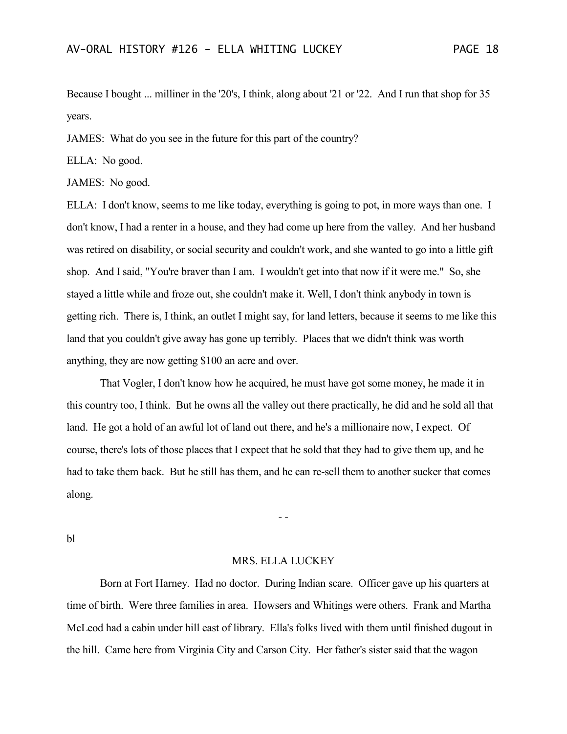Because I bought ... milliner in the '20's, I think, along about '21 or '22. And I run that shop for 35 years.

JAMES: What do you see in the future for this part of the country?

ELLA: No good.

JAMES: No good.

ELLA: I don't know, seems to me like today, everything is going to pot, in more ways than one. I don't know, I had a renter in a house, and they had come up here from the valley. And her husband was retired on disability, or social security and couldn't work, and she wanted to go into a little gift shop. And I said, "You're braver than I am. I wouldn't get into that now if it were me." So, she stayed a little while and froze out, she couldn't make it. Well, I don't think anybody in town is getting rich. There is, I think, an outlet I might say, for land letters, because it seems to me like this land that you couldn't give away has gone up terribly. Places that we didn't think was worth anything, they are now getting $100 an acre and over.

That Vogler, I don't know how he acquired, he must have got some money, he made it in this country too, I think. But he owns all the valley out there practically, he did and he sold all that land. He got a hold of an awful lot of land out there, and he's a millionaire now, I expect. Of course, there's lots of those places that I expect that he sold that they had to give them up, and he had to take them back. But he still has them, and he can re-sell them to another sucker that comes along.

- -

bl

MRS. ELLA LUCKEY

Born at Fort Harney. Had no doctor. During Indian scare. Officer gave up his quarters at time of birth. Were three families in area. Howsers and Whitings were others. Frank and Martha McLeod had a cabin under hill east of library. Ella's folks lived with them until finished dugout in the hill. Came here from Virginia City and Carson City. Her father's sister said that the wagon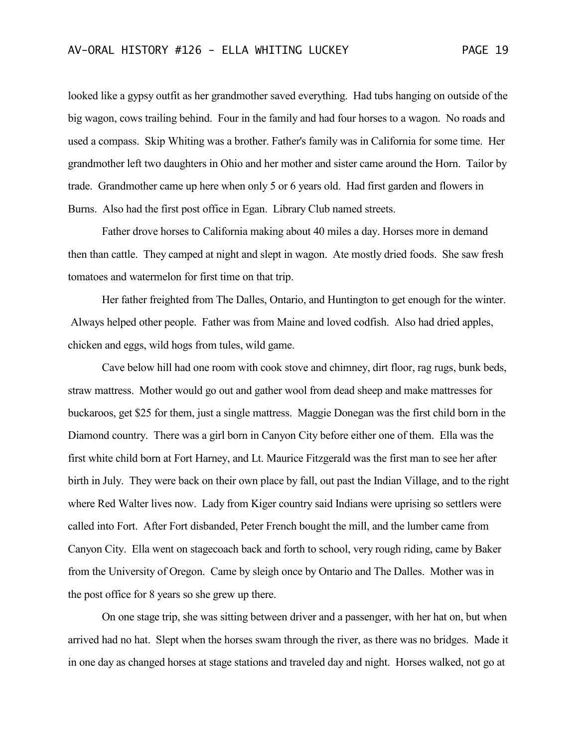looked like a gypsy outfit as her grandmother saved everything. Had tubs hanging on outside of the big wagon, cows trailing behind. Four in the family and had four horses to a wagon. No roads and used a compass. Skip Whiting was a brother. Father's family was in California for some time. Her grandmother left two daughters in Ohio and her mother and sister came around the Horn. Tailor by trade. Grandmother came up here when only 5 or 6 years old. Had first garden and flowers in Burns. Also had the first post office in Egan. Library Club named streets.

Father drove horses to California making about 40 miles a day. Horses more in demand then than cattle. They camped at night and slept in wagon. Ate mostly dried foods. She saw fresh tomatoes and watermelon for first time on that trip.

Her father freighted from The Dalles, Ontario, and Huntington to get enough for the winter. Always helped other people. Father was from Maine and loved codfish. Also had dried apples, chicken and eggs, wild hogs from tules, wild game.

Cave below hill had one room with cook stove and chimney, dirt floor, rag rugs, bunk beds, straw mattress. Mother would go out and gather wool from dead sheep and make mattresses for buckaroos, get $25 for them, just a single mattress. Maggie Donegan was the first child born in the Diamond country. There was a girl born in Canyon City before either one of them. Ella was the first white child born at Fort Harney, and Lt. Maurice Fitzgerald was the first man to see her after birth in July. They were back on their own place by fall, out past the Indian Village, and to the right where Red Walter lives now. Lady from Kiger country said Indians were uprising so settlers were called into Fort. After Fort disbanded, Peter French bought the mill, and the lumber came from Canyon City. Ella went on stagecoach back and forth to school, very rough riding, came by Baker from the University of Oregon. Came by sleigh once by Ontario and The Dalles. Mother was in the post office for 8 years so she grew up there.

On one stage trip, she was sitting between driver and a passenger, with her hat on, but when arrived had no hat. Slept when the horses swam through the river, as there was no bridges. Made it in one day as changed horses at stage stations and traveled day and night. Horses walked, not go at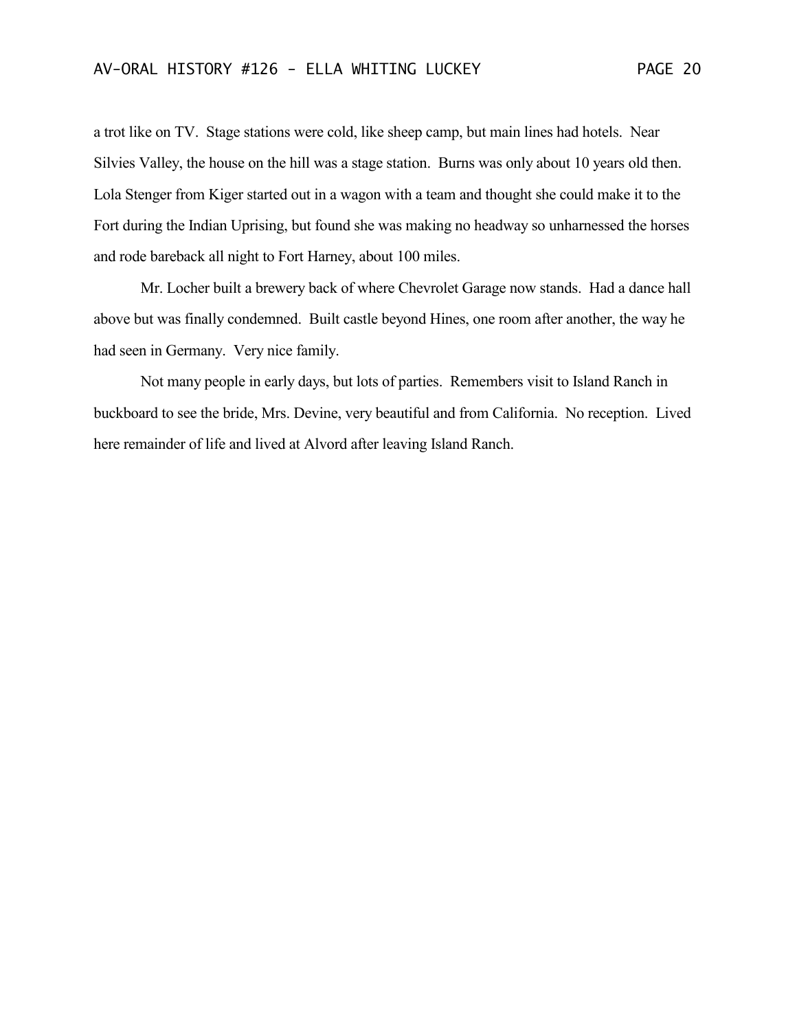a trot like on TV. Stage stations were cold, like sheep camp, but main lines had hotels. Near Silvies Valley, the house on the hill was a stage station. Burns was only about 10 years old then. Lola Stenger from Kiger started out in a wagon with a team and thought she could make it to the Fort during the Indian Uprising, but found she was making no headway so unharnessed the horses and rode bareback all night to Fort Harney, about 100 miles.

Mr. Locher built a brewery back of where Chevrolet Garage now stands. Had a dance hall above but was finally condemned. Built castle beyond Hines, one room after another, the way he had seen in Germany. Very nice family.

Not many people in early days, but lots of parties. Remembers visit to Island Ranch in buckboard to see the bride, Mrs. Devine, very beautiful and from California. No reception. Lived here remainder of life and lived at Alvord after leaving Island Ranch.